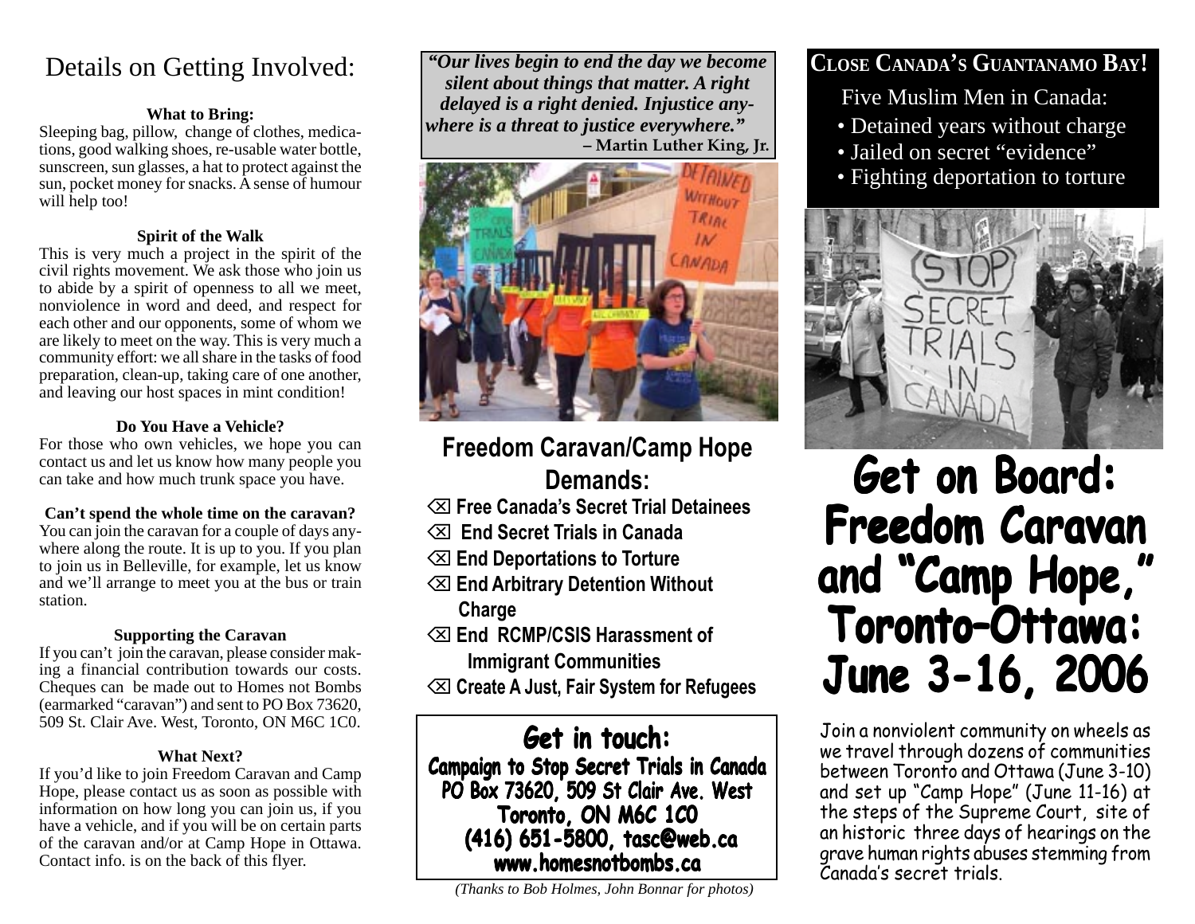# Details on Getting Involved:

**What to Bring:**

Sleeping bag, pillow, change of clothes, medications, good walking shoes, re-usable water bottle, sunscreen, sun glasses, a hat to protect against the sun, pocket money for snacks. A sense of humour will help too!

**Spirit of the Walk**

This is very much a project in the spirit of the civil rights movement. We ask those who join us to abide by a spirit of openness to all we meet, nonviolence in word and deed, and respect for each other and our opponents, some of whom we are likely to meet on the way. This is very much a community effort: we all share in the tasks of food preparation, clean-up, taking care of one another, and leaving our host spaces in mint condition!

**Do You Have a Vehicle?**

For those who own vehicles, we hope you can contact us and let us know how many people you can take and how much trunk space you have.

**Can't spend the whole time on the caravan?**

You can join the caravan for a couple of days anywhere along the route. It is up to you. If you plan to join us in Belleville, for example, let us know and we'll arrange to meet you at the bus or train station.

**Supporting the Caravan**

If you can't join the caravan, please consider making a financial contribution towards our costs. Cheques can be made out to Homes not Bombs (earmarked "caravan") and sent to PO Box 73620, 509 St. Clair Ave. West, Toronto, ON M6C 1C0.

**What Next?**

If you'd like to join Freedom Caravan and Camp Hope, please contact us as soon as possible with information on how long you can join us, if you have a vehicle, and if you will be on certain parts of the caravan and/or at Camp Hope in Ottawa. Contact info. is on the back of this flyer.

***"Our lives begin to end the day we become silent about things that matter. A right delayed is a right denied. Injustice anywhere is a threat to justice everywhere."***
**– Martin Luther King, Jr.**

## Freedom Caravan/Camp Hope Demands:

- ⌫ Free Canada's Secret Trial Detainees
- ⌫ End Secret Trials in Canada
- ⌫ End Deportations to Torture
- ⌫ End Arbitrary Detention Without Charge
- ⌫ End RCMP/CSIS Harassment of Immigrant Communities
- ⌫ Create A Just, Fair System for Refugees

## Get in touch:

**Campaign to Stop Secret Trials in Canada**
**PO Box 73620, 509 St Clair Ave. West**
**Toronto, ON M6C 1C0**
**(416) 651-5800, tasc@web.ca**
**www.homesnotbombs.ca**

*(Thanks to Bob Holmes, John Bonnar for photos)*

## Close Canada's Guantanamo Bay!

Five Muslim Men in Canada:

- Detained years without charge
- Jailed on secret "evidence"
- Fighting deportation to torture

# Get on Board: Freedom Caravan and "Camp Hope," Toronto–Ottawa: June 3-16, 2006

Join a nonviolent community on wheels as we travel through dozens of communities between Toronto and Ottawa (June 3-10) and set up "Camp Hope" (June 11-16) at the steps of the Supreme Court, site of an historic three days of hearings on the grave human rights abuses stemming from Canada's secret trials.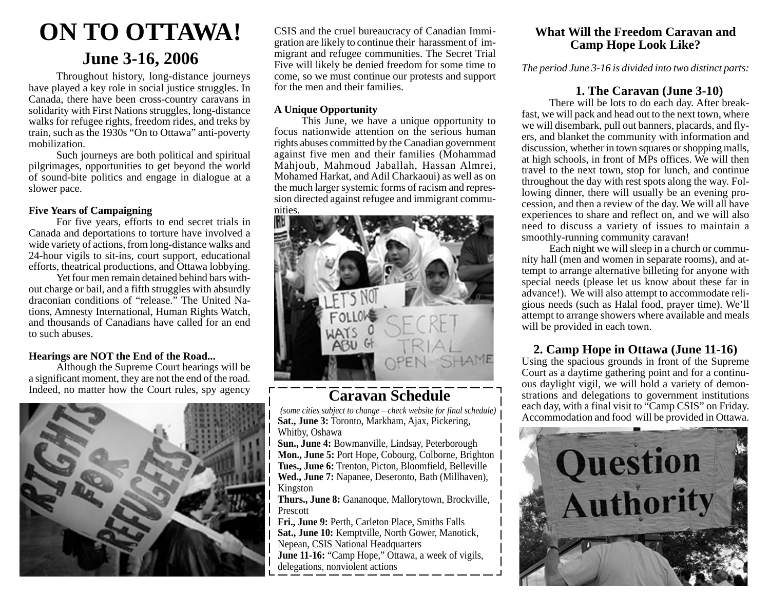# ON TO OTTAWA!

## June 3-16, 2006

Throughout history, long-distance journeys have played a key role in social justice struggles. In Canada, there have been cross-country caravans in solidarity with First Nations struggles, long-distance walks for refugee rights, freedom rides, and treks by train, such as the 1930s "On to Ottawa" anti-poverty mobilization.

Such journeys are both political and spiritual pilgrimages, opportunities to get beyond the world of sound-bite politics and engage in dialogue at a slower pace.

**Five Years of Campaigning**

For five years, efforts to end secret trials in Canada and deportations to torture have involved a wide variety of actions, from long-distance walks and 24-hour vigils to sit-ins, court support, educational efforts, theatrical productions, and Ottawa lobbying.

Yet four men remain detained behind bars without charge or bail, and a fifth struggles with absurdly draconian conditions of "release." The United Nations, Amnesty International, Human Rights Watch, and thousands of Canadians have called for an end to such abuses.

**Hearings are NOT the End of the Road...**

Although the Supreme Court hearings will be a significant moment, they are not the end of the road. Indeed, no matter how the Court rules, spy agency CSIS and the cruel bureaucracy of Canadian Immigration are likely to continue their harassment of immigrant and refugee communities. The Secret Trial Five will likely be denied freedom for some time to come, so we must continue our protests and support for the men and their families.

**A Unique Opportunity**

This June, we have a unique opportunity to focus nationwide attention on the serious human rights abuses committed by the Canadian government against five men and their families (Mohammad Mahjoub, Mahmoud Jaballah, Hassan Almrei, Mohamed Harkat, and Adil Charkaoui) as well as on the much larger systemic forms of racism and repression directed against refugee and immigrant communities.

## Caravan Schedule

*(some cities subject to change – check website for final schedule)*

**Sat., June 3:** Toronto, Markham, Ajax, Pickering, Whitby, Oshawa
**Sun., June 4:** Bowmanville, Lindsay, Peterborough
**Mon., June 5:** Port Hope, Cobourg, Colborne, Brighton
**Tues., June 6:** Trenton, Picton, Bloomfield, Belleville
**Wed., June 7:** Napanee, Deseronto, Bath (Millhaven), Kingston
**Thurs., June 8:** Gananoque, Mallorytown, Brockville, Prescott
**Fri., June 9:** Perth, Carleton Place, Smiths Falls
**Sat., June 10:** Kemptville, North Gower, Manotick, Nepean, CSIS National Headquarters
**June 11-16:** "Camp Hope," Ottawa, a week of vigils, delegations, nonviolent actions

### What Will the Freedom Caravan and Camp Hope Look Like?

*The period June 3-16 is divided into two distinct parts:*

#### 1. The Caravan (June 3-10)

There will be lots to do each day. After breakfast, we will pack and head out to the next town, where we will disembark, pull out banners, placards, and flyers, and blanket the community with information and discussion, whether in town squares or shopping malls, at high schools, in front of MPs offices. We will then travel to the next town, stop for lunch, and continue throughout the day with rest spots along the way. Following dinner, there will usually be an evening procession, and then a review of the day. We will all have experiences to share and reflect on, and we will also need to discuss a variety of issues to maintain a smoothly-running community caravan!

Each night we will sleep in a church or community hall (men and women in separate rooms), and attempt to arrange alternative billeting for anyone with special needs (please let us know about these far in advance!). We will also attempt to accommodate religious needs (such as Halal food, prayer time). We'll attempt to arrange showers where available and meals will be provided in each town.

#### 2. Camp Hope in Ottawa (June 11-16)

Using the spacious grounds in front of the Supreme Court as a daytime gathering point and for a continuous daylight vigil, we will hold a variety of demonstrations and delegations to government institutions each day, with a final visit to "Camp CSIS" on Friday. Accommodation and food will be provided in Ottawa.